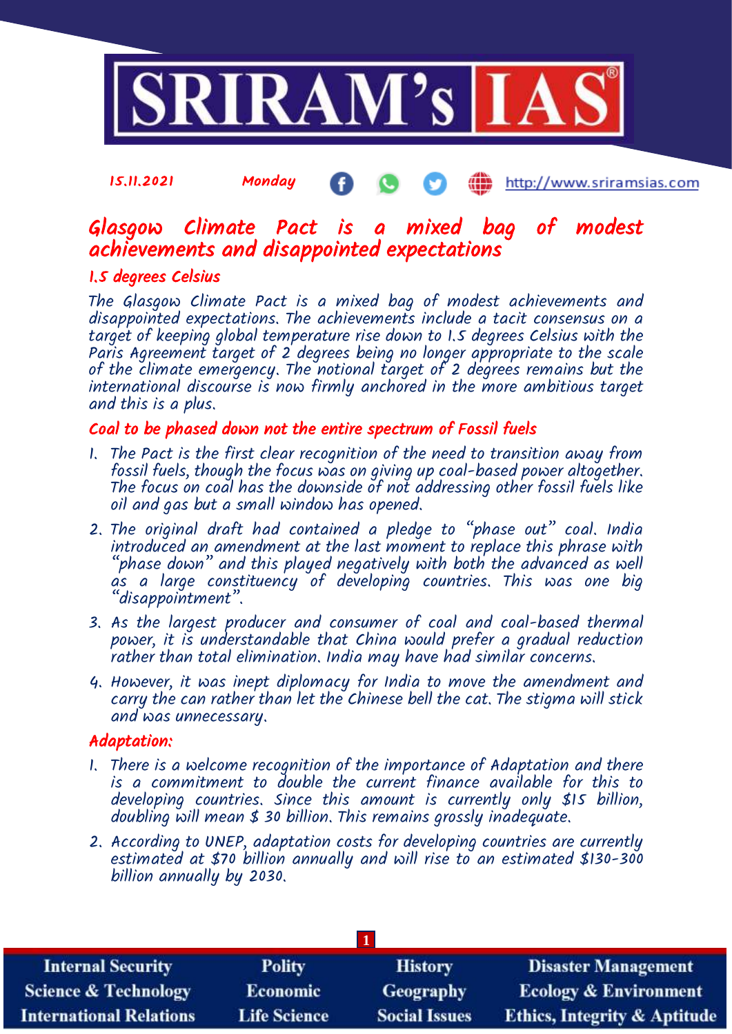15.11.2021 Monday http://www.sriramsias.com

# Glasgow Climate Pact is a mixed bag of modest achievements and disappointed expectations

## 1.5 degrees Celsius

The Glasgow Climate Pact is a mixed bag of modest achievements and disappointed expectations. The achievements include a tacit consensus on a target of keeping global temperature rise down to 1.5 degrees Celsius with the Paris Agreement target of 2 degrees being no longer appropriate to the scale of the climate emergency. The notional target of 2 degrees remains but the international discourse is now firmly anchored in the more ambitious target and this is a plus.

## Coal to be phased down not the entire spectrum of Fossil fuels

1. The Pact is the first clear recognition of the need to transition away from fossil fuels, though the focus was on giving up coal-based power altogether. The focus on coal has the downside of not addressing other fossil fuels like oil and gas but a small window has opened.
2. The original draft had contained a pledge to "phase out" coal. India introduced an amendment at the last moment to replace this phrase with "phase down" and this played negatively with both the advanced as well as a large constituency of developing countries. This was one big "disappointment".
3. As the largest producer and consumer of coal and coal-based thermal power, it is understandable that China would prefer a gradual reduction rather than total elimination. India may have had similar concerns.
4. However, it was inept diplomacy for India to move the amendment and carry the can rather than let the Chinese bell the cat. The stigma will stick and was unnecessary.

## Adaptation:

1. There is a welcome recognition of the importance of Adaptation and there is a commitment to double the current finance available for this to developing countries. Since this amount is currently only $15 billion, doubling will mean $ 30 billion. This remains grossly inadequate.
2. According to UNEP, adaptation costs for developing countries are currently estimated at $70 billion annually and will rise to an estimated $130-300 billion annually by 2030.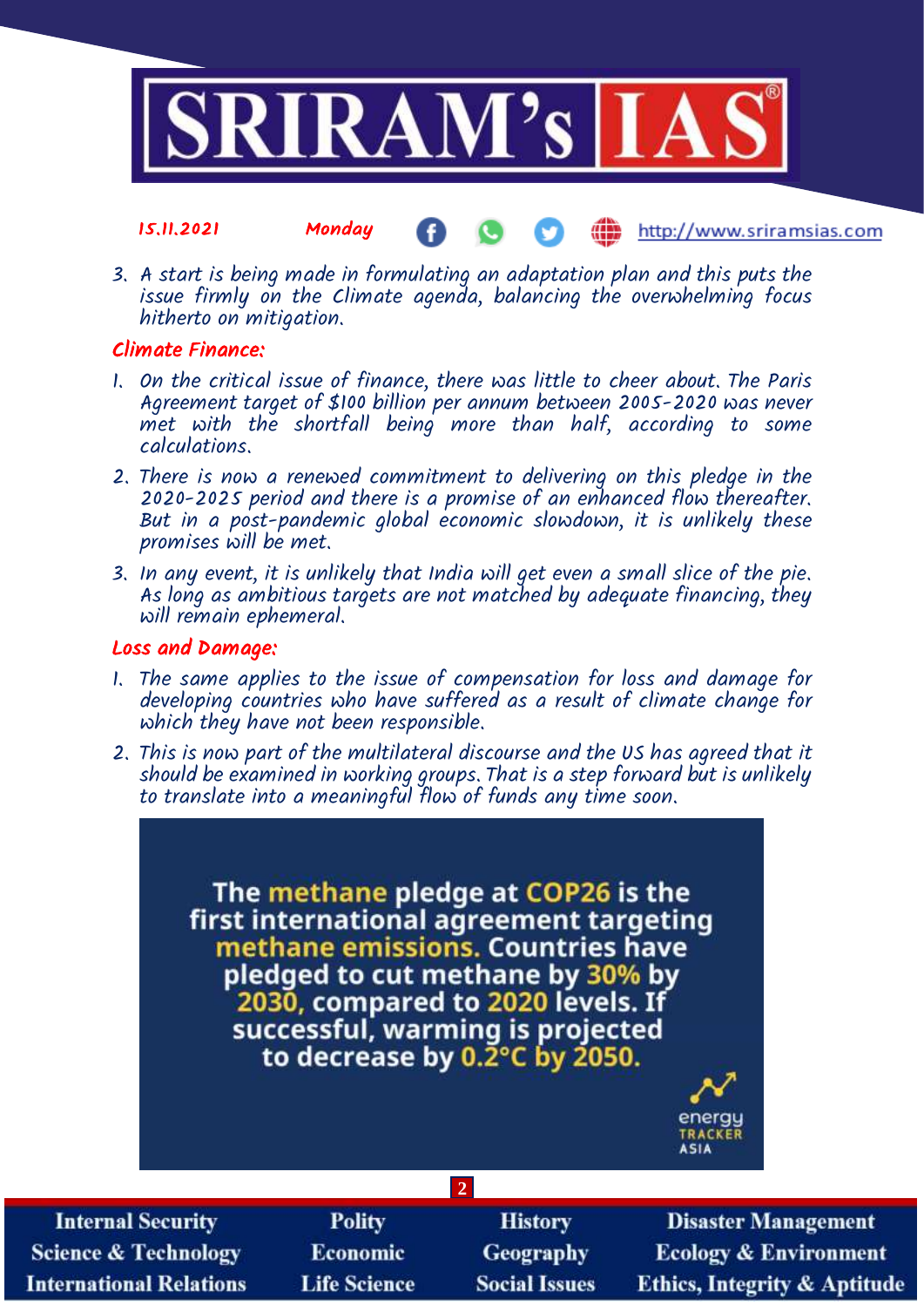3. A start is being made in formulating an adaptation plan and this puts the issue firmly on the Climate agenda, balancing the overwhelming focus hitherto on mitigation.

## Climate Finance:

1. On the critical issue of finance, there was little to cheer about. The Paris Agreement target of $100 billion per annum between 2005-2020 was never met with the shortfall being more than half, according to some calculations.
2. There is now a renewed commitment to delivering on this pledge in the 2020-2025 period and there is a promise of an enhanced flow thereafter. But in a post-pandemic global economic slowdown, it is unlikely these promises will be met.
3. In any event, it is unlikely that India will get even a small slice of the pie. As long as ambitious targets are not matched by adequate financing, they will remain ephemeral.

## Loss and Damage:

1. The same applies to the issue of compensation for loss and damage for developing countries who have suffered as a result of climate change for which they have not been responsible.
2. This is now part of the multilateral discourse and the US has agreed that it should be examined in working groups. That is a step forward but is unlikely to translate into a meaningful flow of funds any time soon.

The methane pledge at COP26 is the first international agreement targeting methane emissions. Countries have pledged to cut methane by 30% by 2030, compared to 2020 levels. If successful, warming is projected to decrease by 0.2°C by 2050.

energy TRACKER ASIA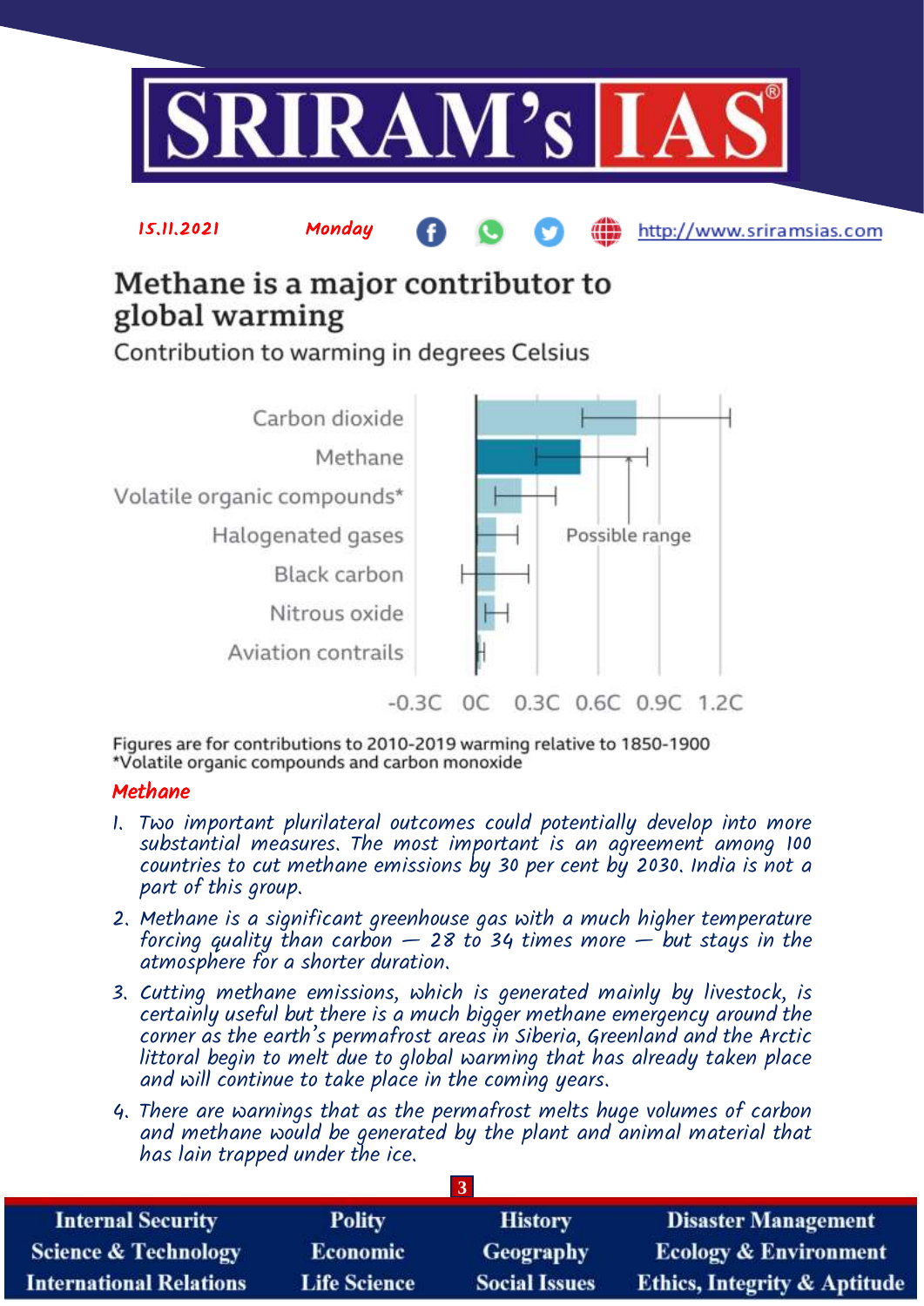15.11.2021 Monday http://www.sriramsias.com

## Methane is a major contributor to global warming

Contribution to warming in degrees Celsius

Carbon dioxide
Methane
Volatile organic compounds*
Halogenated gases
Black carbon
Nitrous oxide
Aviation contrails

Possible range

-0.3C 0C 0.3C 0.6C 0.9C 1.2C

Figures are for contributions to 2010-2019 warming relative to 1850-1900
*Volatile organic compounds and carbon monoxide

### *Methane*

1. *Two important plurilateral outcomes could potentially develop into more substantial measures. The most important is an agreement among 100 countries to cut methane emissions by 30 per cent by 2030. India is not a part of this group.*
2. *Methane is a significant greenhouse gas with a much higher temperature forcing quality than carbon — 28 to 34 times more — but stays in the atmosphere for a shorter duration.*
3. *Cutting methane emissions, which is generated mainly by livestock, is certainly useful but there is a much bigger methane emergency around the corner as the earth's permafrost areas in Siberia, Greenland and the Arctic littoral begin to melt due to global warming that has already taken place and will continue to take place in the coming years.*
4. *There are warnings that as the permafrost melts huge volumes of carbon and methane would be generated by the plant and animal material that has lain trapped under the ice.*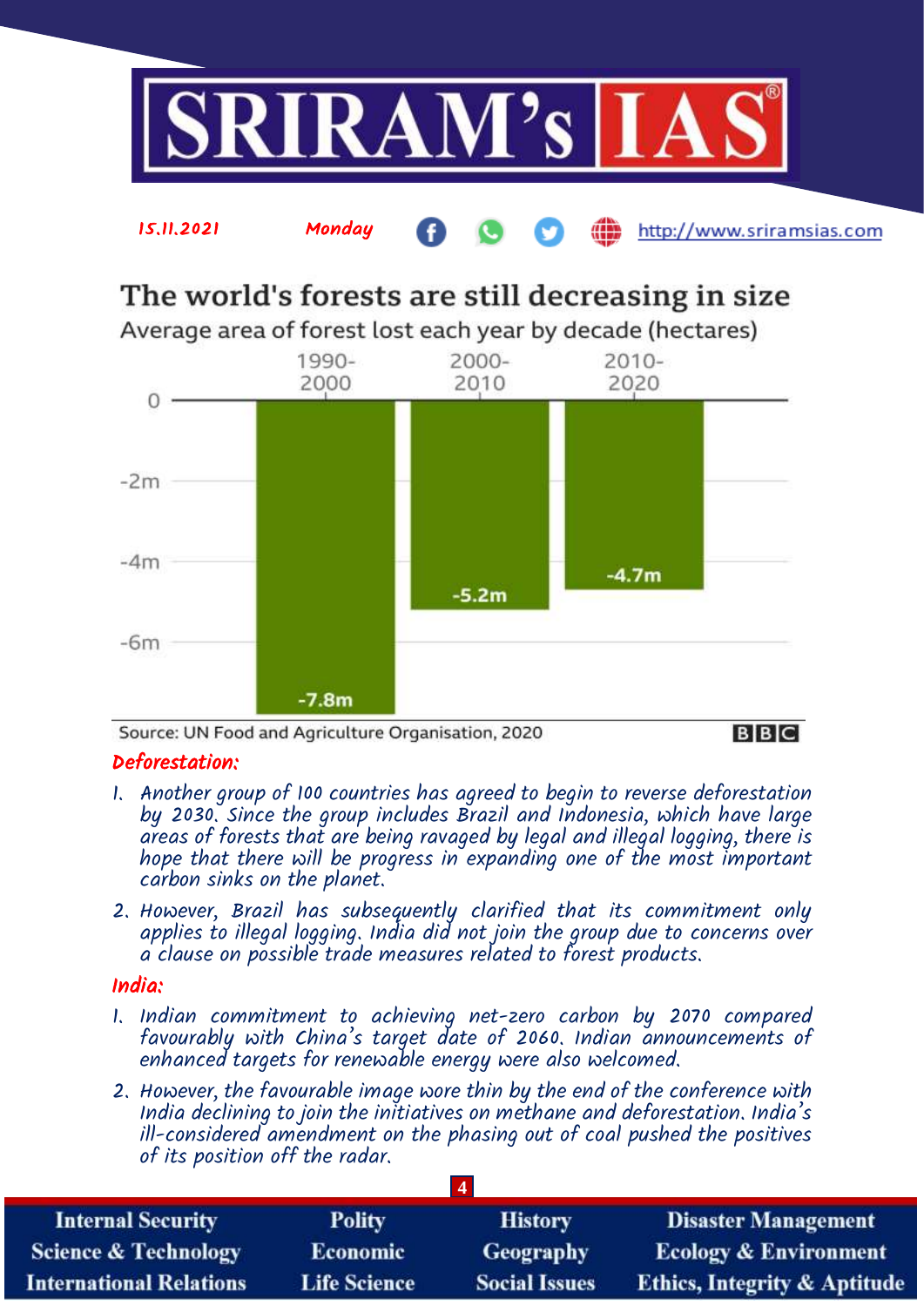15.11.2021 Monday http://www.sriramsias.com

## The world's forests are still decreasing in size

Average area of forest lost each year by decade (hectares)

| Decade | Average area lost per year |
|---|---|
| 1990-2000 | -7.8m |
| 2000-2010 | -5.2m |
| 2010-2020 | -4.7m |

Source: UN Food and Agriculture Organisation, 2020 — BBC

### Deforestation:

1. Another group of 100 countries has agreed to begin to reverse deforestation by 2030. Since the group includes Brazil and Indonesia, which have large areas of forests that are being ravaged by legal and illegal logging, there is hope that there will be progress in expanding one of the most important carbon sinks on the planet.
2. However, Brazil has subsequently clarified that its commitment only applies to illegal logging. India did not join the group due to concerns over a clause on possible trade measures related to forest products.

### India:

1. Indian commitment to achieving net-zero carbon by 2070 compared favourably with China's target date of 2060. Indian announcements of enhanced targets for renewable energy were also welcomed.
2. However, the favourable image wore thin by the end of the conference with India declining to join the initiatives on methane and deforestation. India's ill-considered amendment on the phasing out of coal pushed the positives of its position off the radar.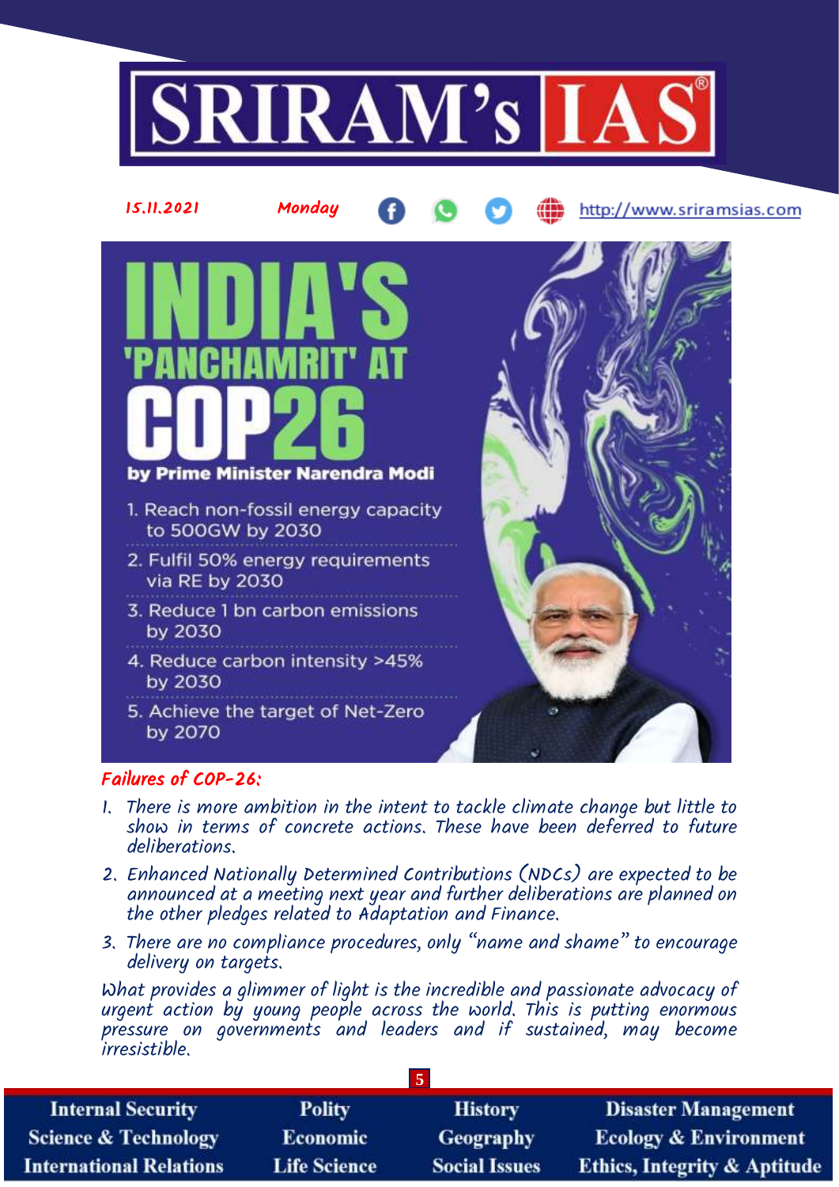# INDIA'S 'PANCHAMRIT' AT COP26

**by Prime Minister Narendra Modi**

1. Reach non-fossil energy capacity to 500GW by 2030
2. Fulfil 50% energy requirements via RE by 2030
3. Reduce 1 bn carbon emissions by 2030
4. Reduce carbon intensity >45% by 2030
5. Achieve the target of Net-Zero by 2070

### *Failures of COP-26:*

1. *There is more ambition in the intent to tackle climate change but little to show in terms of concrete actions. These have been deferred to future deliberations.*
2. *Enhanced Nationally Determined Contributions (NDCs) are expected to be announced at a meeting next year and further deliberations are planned on the other pledges related to Adaptation and Finance.*
3. *There are no compliance procedures, only "name and shame" to encourage delivery on targets.*

*What provides a glimmer of light is the incredible and passionate advocacy of urgent action by young people across the world. This is putting enormous pressure on governments and leaders and if sustained, may become irresistible.*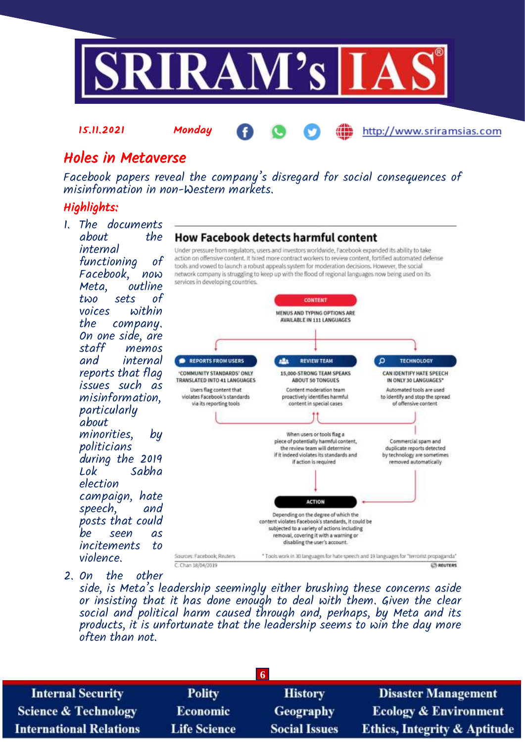# Holes in Metaverse

*Facebook papers reveal the company's disregard for social consequences of misinformation in non-Western markets.*

## Highlights:

1. The documents about the internal functioning of Facebook, now Meta, outline two sets of voices within the company. On one side, are staff memos and internal reports that flag issues such as misinformation, particularly about minorities, by politicians during the 2019 Lok Sabha election campaign, hate speech, and posts that could be seen as incitements to violence.

### How Facebook detects harmful content

Under pressure from regulators, users and investors worldwide, Facebook expanded its ability to take action on offensive content. It hired more contract workers to review content, fortified automated defense tools and vowed to launch a robust appeals system for moderation decisions. However, the social network company is struggling to keep up with the flood of regional languages now being used on its services in developing countries.

**CONTENT**
MENUS AND TYPING OPTIONS ARE AVAILABLE IN 111 LANGUAGES

**REPORTS FROM USERS**
'COMMUNITY STANDARDS' ONLY TRANSLATED INTO 41 LANGUAGES
Users flag content that violates Facebook's standards via its reporting tools

**REVIEW TEAM**
15,000-STRONG TEAM SPEAKS ABOUT 50 TONGUES
Content moderation team proactively identifies harmful content in special cases

**TECHNOLOGY**
CAN IDENTIFY HATE SPEECH IN ONLY 30 LANGUAGES*
Automated tools are used to identify and stop the spread of offensive content

When users or tools flag a piece of potentially harmful content, the review team will determine if it indeed violates its standards and if action is required

Commercial spam and duplicate reports detected by technology are sometimes removed automatically

**ACTION**
Depending on the degree of which the content violates Facebook's standards, it could be subjected to a variety of actions including removal, covering it with a warning or disabling the user's account.

Sources: Facebook; Reuters
\* Tools work in 30 languages for hate speech and 19 languages for "terrorist propaganda"
C. Chan 18/04/2019
REUTERS

2. On the other side, is Meta's leadership seemingly either brushing these concerns aside or insisting that it has done enough to deal with them. Given the clear social and political harm caused through and, perhaps, by Meta and its products, it is unfortunate that the leadership seems to win the day more often than not.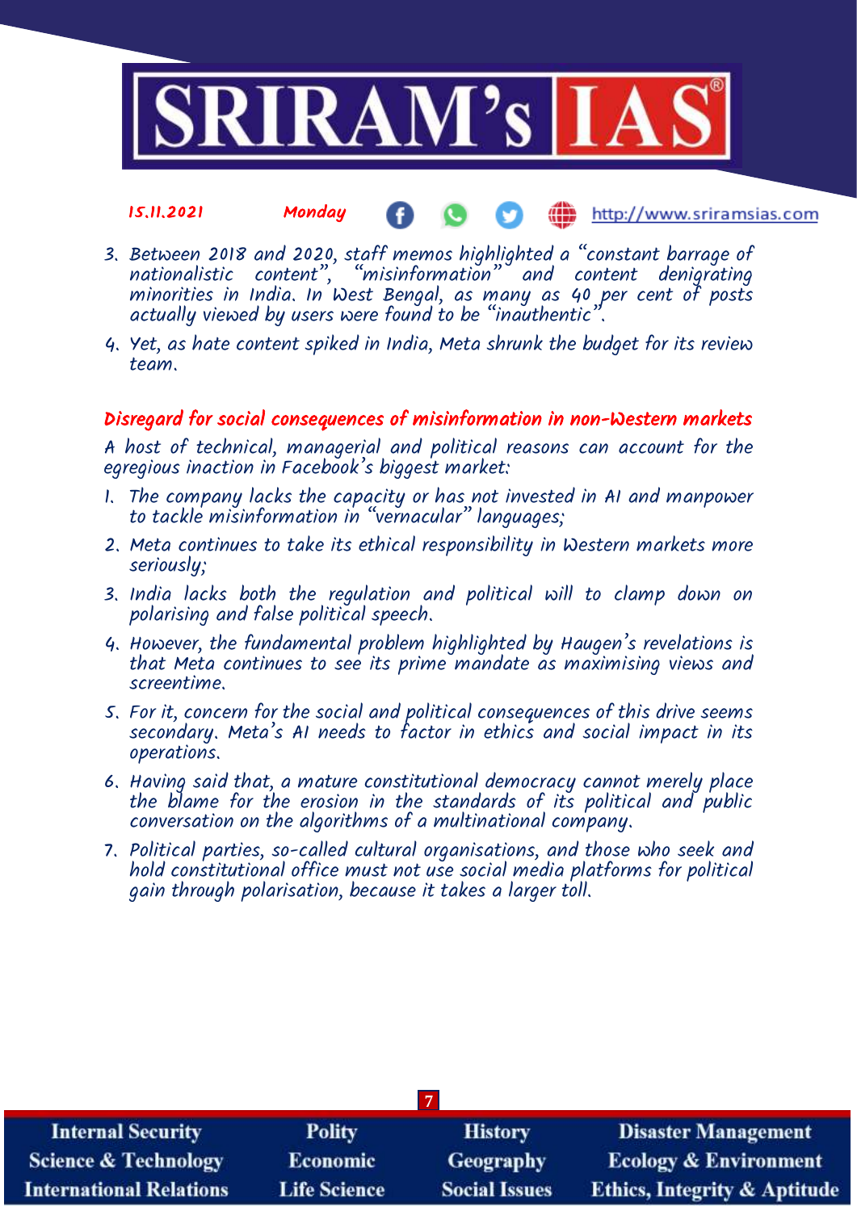3. Between 2018 and 2020, staff memos highlighted a "constant barrage of nationalistic content", "misinformation" and content denigrating minorities in India. In West Bengal, as many as 40 per cent of posts actually viewed by users were found to be "inauthentic".
4. Yet, as hate content spiked in India, Meta shrunk the budget for its review team.

## Disregard for social consequences of misinformation in non-Western markets

A host of technical, managerial and political reasons can account for the egregious inaction in Facebook's biggest market:

1. The company lacks the capacity or has not invested in AI and manpower to tackle misinformation in "vernacular" languages;
2. Meta continues to take its ethical responsibility in Western markets more seriously;
3. India lacks both the regulation and political will to clamp down on polarising and false political speech.
4. However, the fundamental problem highlighted by Haugen's revelations is that Meta continues to see its prime mandate as maximising views and screentime.
5. For it, concern for the social and political consequences of this drive seems secondary. Meta's AI needs to factor in ethics and social impact in its operations.
6. Having said that, a mature constitutional democracy cannot merely place the blame for the erosion in the standards of its political and public conversation on the algorithms of a multinational company.
7. Political parties, so-called cultural organisations, and those who seek and hold constitutional office must not use social media platforms for political gain through polarisation, because it takes a larger toll.